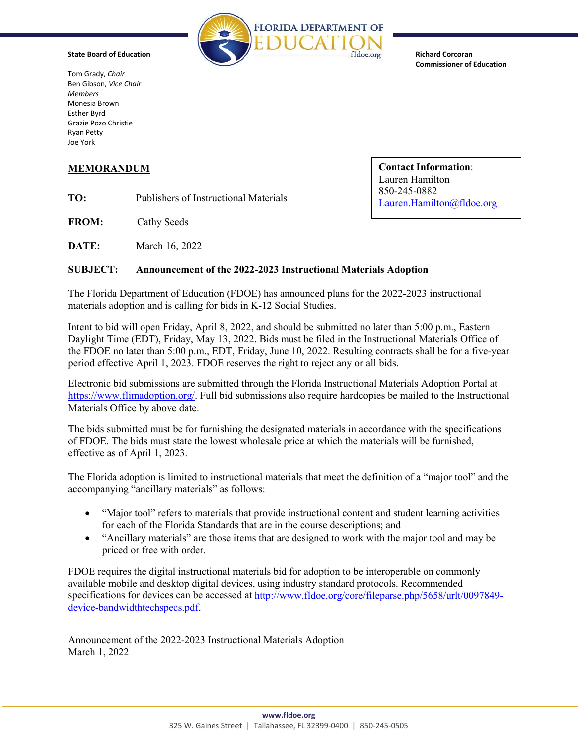**FLORIDA DEPARTMENT OF EDUCATION**
fldoe.org

**State Board of Education**

Tom Grady, *Chair*
Ben Gibson, *Vice Chair*
*Members*
Monesia Brown
Esther Byrd
Grazie Pozo Christie
Ryan Petty
Joe York

**Richard Corcoran**
**Commissioner of Education**

**Contact Information**:
Lauren Hamilton
850-245-0882
Lauren.Hamilton@fldoe.org

## MEMORANDUM

**TO:** Publishers of Instructional Materials

**FROM:** Cathy Seeds

**DATE:** March 16, 2022

**SUBJECT: Announcement of the 2022-2023 Instructional Materials Adoption**

The Florida Department of Education (FDOE) has announced plans for the 2022-2023 instructional materials adoption and is calling for bids in K-12 Social Studies.

Intent to bid will open Friday, April 8, 2022, and should be submitted no later than 5:00 p.m., Eastern Daylight Time (EDT), Friday, May 13, 2022. Bids must be filed in the Instructional Materials Office of the FDOE no later than 5:00 p.m., EDT, Friday, June 10, 2022. Resulting contracts shall be for a five-year period effective April 1, 2023. FDOE reserves the right to reject any or all bids.

Electronic bid submissions are submitted through the Florida Instructional Materials Adoption Portal at https://www.flimadoption.org/. Full bid submissions also require hardcopies be mailed to the Instructional Materials Office by above date.

The bids submitted must be for furnishing the designated materials in accordance with the specifications of FDOE. The bids must state the lowest wholesale price at which the materials will be furnished, effective as of April 1, 2023.

The Florida adoption is limited to instructional materials that meet the definition of a "major tool" and the accompanying "ancillary materials" as follows:

- "Major tool" refers to materials that provide instructional content and student learning activities for each of the Florida Standards that are in the course descriptions; and
- "Ancillary materials" are those items that are designed to work with the major tool and may be priced or free with order.

FDOE requires the digital instructional materials bid for adoption to be interoperable on commonly available mobile and desktop digital devices, using industry standard protocols. Recommended specifications for devices can be accessed at http://www.fldoe.org/core/fileparse.php/5658/urlt/0097849-device-bandwidthtechspecs.pdf.

Announcement of the 2022-2023 Instructional Materials Adoption
March 1, 2022

www.fldoe.org
325 W. Gaines Street | Tallahassee, FL 32399-0400 | 850-245-0505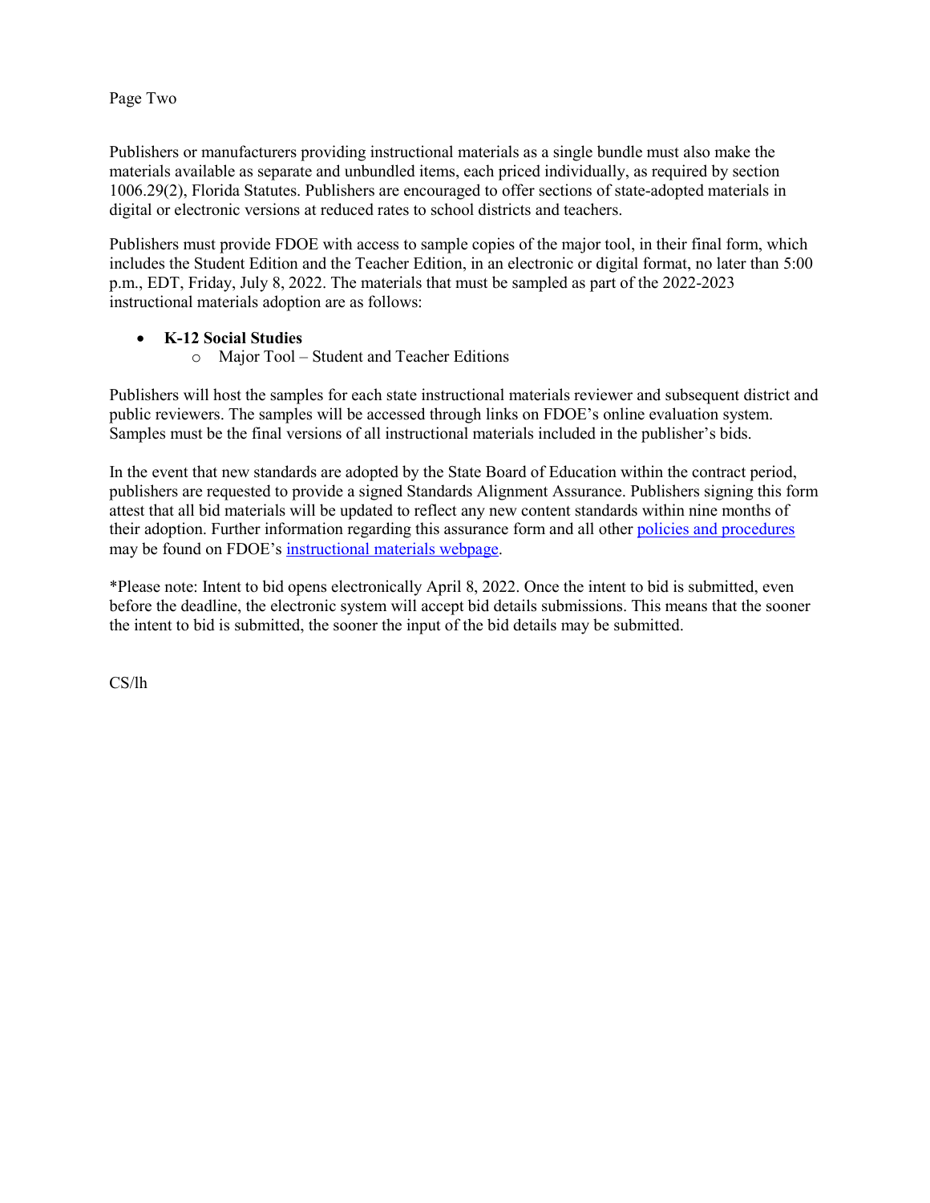Page Two

Publishers or manufacturers providing instructional materials as a single bundle must also make the materials available as separate and unbundled items, each priced individually, as required by section 1006.29(2), Florida Statutes. Publishers are encouraged to offer sections of state-adopted materials in digital or electronic versions at reduced rates to school districts and teachers.

Publishers must provide FDOE with access to sample copies of the major tool, in their final form, which includes the Student Edition and the Teacher Edition, in an electronic or digital format, no later than 5:00 p.m., EDT, Friday, July 8, 2022. The materials that must be sampled as part of the 2022-2023 instructional materials adoption are as follows:

- **K-12 Social Studies**
    - Major Tool – Student and Teacher Editions

Publishers will host the samples for each state instructional materials reviewer and subsequent district and public reviewers. The samples will be accessed through links on FDOE's online evaluation system. Samples must be the final versions of all instructional materials included in the publisher's bids.

In the event that new standards are adopted by the State Board of Education within the contract period, publishers are requested to provide a signed Standards Alignment Assurance. Publishers signing this form attest that all bid materials will be updated to reflect any new content standards within nine months of their adoption. Further information regarding this assurance form and all other policies and procedures may be found on FDOE's instructional materials webpage.

*Please note: Intent to bid opens electronically April 8, 2022. Once the intent to bid is submitted, even before the deadline, the electronic system will accept bid details submissions. This means that the sooner the intent to bid is submitted, the sooner the input of the bid details may be submitted.

CS/lh